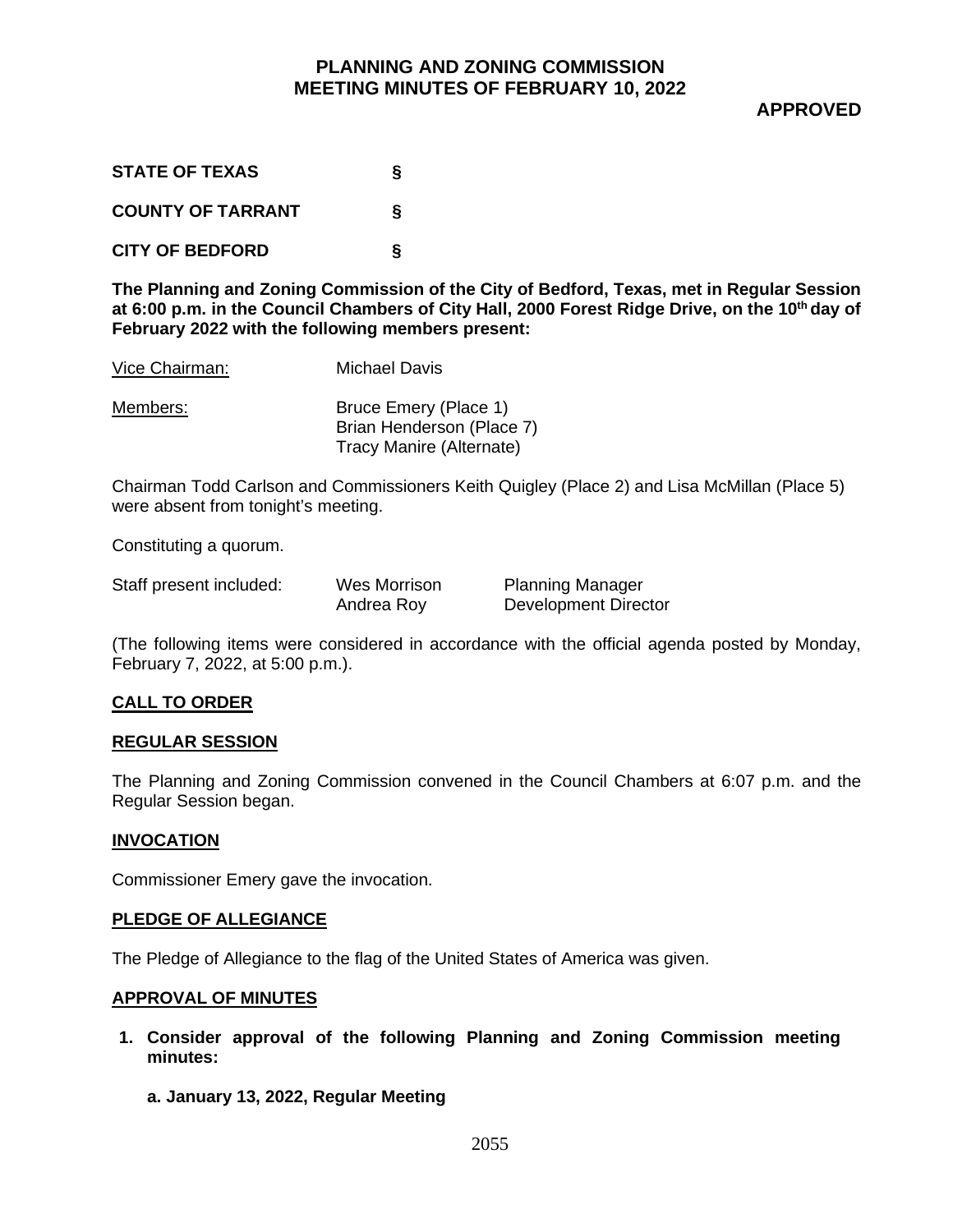# PLANNING AND ZONING COMMISSION
# MEETING MINUTES OF FEBRUARY 10, 2022

**APPROVED**

**STATE OF TEXAS §**

**COUNTY OF TARRANT §**

**CITY OF BEDFORD §**

**The Planning and Zoning Commission of the City of Bedford, Texas, met in Regular Session at 6:00 p.m. in the Council Chambers of City Hall, 2000 Forest Ridge Drive, on the 10th day of February 2022 with the following members present:**

| | |
|---|---|
| Vice Chairman: | Michael Davis |
| Members: | Bruce Emery (Place 1)<br>Brian Henderson (Place 7)<br>Tracy Manire (Alternate) |

Chairman Todd Carlson and Commissioners Keith Quigley (Place 2) and Lisa McMillan (Place 5) were absent from tonight's meeting.

Constituting a quorum.

| | | |
|---|---|---|
| Staff present included: | Wes Morrison | Planning Manager |
| | Andrea Roy | Development Director |

(The following items were considered in accordance with the official agenda posted by Monday, February 7, 2022, at 5:00 p.m.).

## CALL TO ORDER

## REGULAR SESSION

The Planning and Zoning Commission convened in the Council Chambers at 6:07 p.m. and the Regular Session began.

## INVOCATION

Commissioner Emery gave the invocation.

## PLEDGE OF ALLEGIANCE

The Pledge of Allegiance to the flag of the United States of America was given.

## APPROVAL OF MINUTES

**1. Consider approval of the following Planning and Zoning Commission meeting minutes:**

**a. January 13, 2022, Regular Meeting**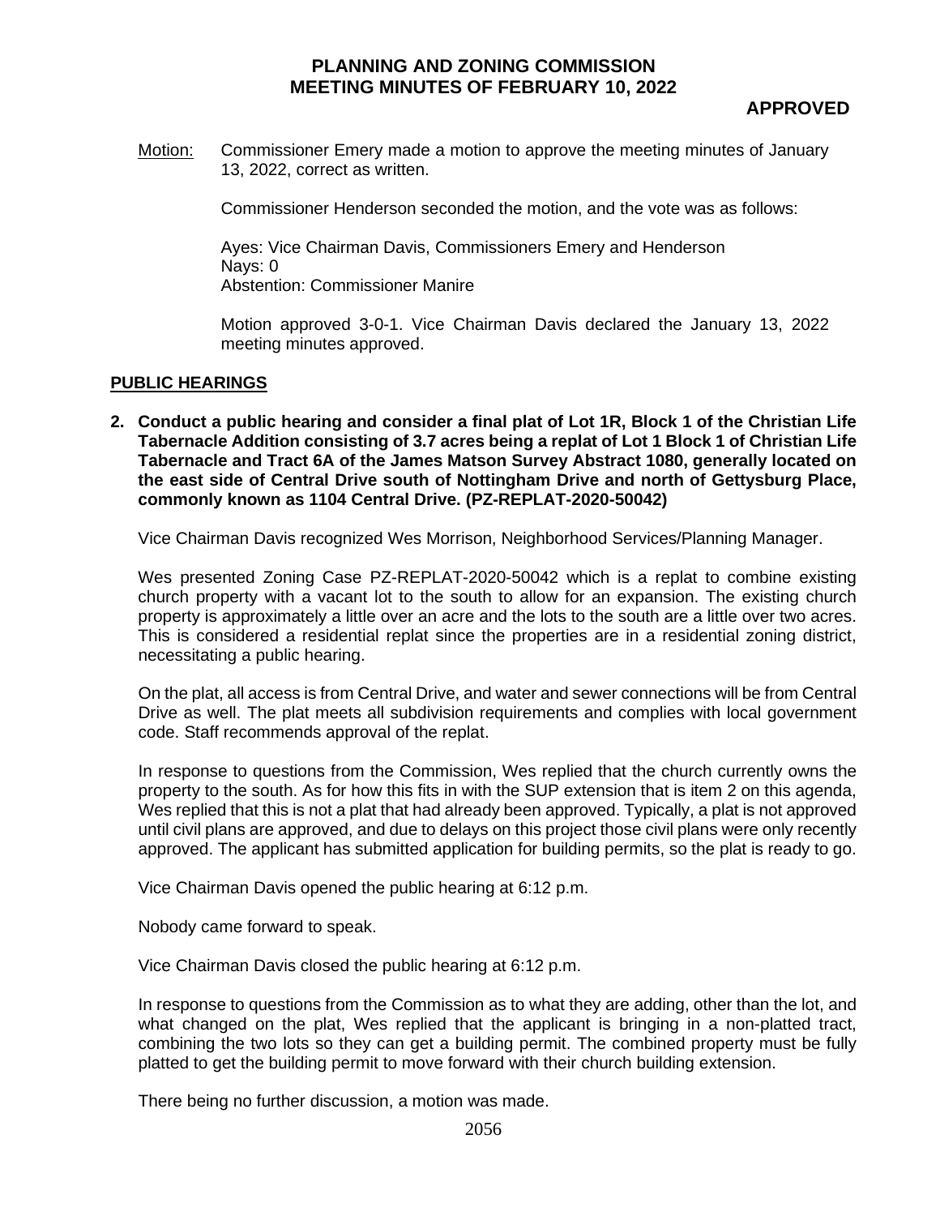# PLANNING AND ZONING COMMISSION
# MEETING MINUTES OF FEBRUARY 10, 2022

**APPROVED**

Motion: Commissioner Emery made a motion to approve the meeting minutes of January 13, 2022, correct as written.

Commissioner Henderson seconded the motion, and the vote was as follows:

Ayes: Vice Chairman Davis, Commissioners Emery and Henderson
Nays: 0
Abstention: Commissioner Manire

Motion approved 3-0-1. Vice Chairman Davis declared the January 13, 2022 meeting minutes approved.

## PUBLIC HEARINGS

**2. Conduct a public hearing and consider a final plat of Lot 1R, Block 1 of the Christian Life Tabernacle Addition consisting of 3.7 acres being a replat of Lot 1 Block 1 of Christian Life Tabernacle and Tract 6A of the James Matson Survey Abstract 1080, generally located on the east side of Central Drive south of Nottingham Drive and north of Gettysburg Place, commonly known as 1104 Central Drive. (PZ-REPLAT-2020-50042)**

Vice Chairman Davis recognized Wes Morrison, Neighborhood Services/Planning Manager.

Wes presented Zoning Case PZ-REPLAT-2020-50042 which is a replat to combine existing church property with a vacant lot to the south to allow for an expansion. The existing church property is approximately a little over an acre and the lots to the south are a little over two acres. This is considered a residential replat since the properties are in a residential zoning district, necessitating a public hearing.

On the plat, all access is from Central Drive, and water and sewer connections will be from Central Drive as well. The plat meets all subdivision requirements and complies with local government code. Staff recommends approval of the replat.

In response to questions from the Commission, Wes replied that the church currently owns the property to the south. As for how this fits in with the SUP extension that is item 2 on this agenda, Wes replied that this is not a plat that had already been approved. Typically, a plat is not approved until civil plans are approved, and due to delays on this project those civil plans were only recently approved. The applicant has submitted application for building permits, so the plat is ready to go.

Vice Chairman Davis opened the public hearing at 6:12 p.m.

Nobody came forward to speak.

Vice Chairman Davis closed the public hearing at 6:12 p.m.

In response to questions from the Commission as to what they are adding, other than the lot, and what changed on the plat, Wes replied that the applicant is bringing in a non-platted tract, combining the two lots so they can get a building permit. The combined property must be fully platted to get the building permit to move forward with their church building extension.

There being no further discussion, a motion was made.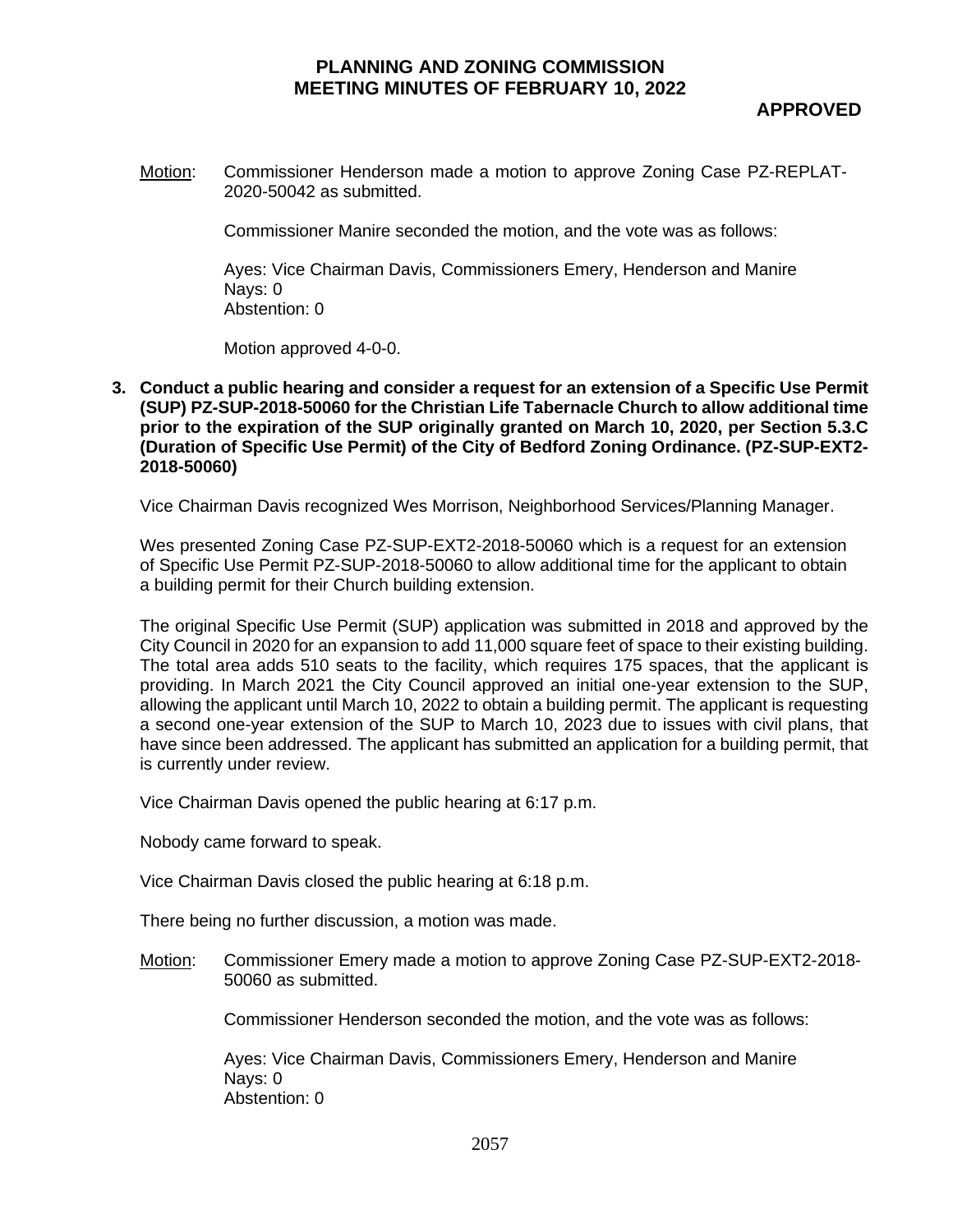Motion: Commissioner Henderson made a motion to approve Zoning Case PZ-REPLAT-2020-50042 as submitted.

Commissioner Manire seconded the motion, and the vote was as follows:

Ayes: Vice Chairman Davis, Commissioners Emery, Henderson and Manire
Nays: 0
Abstention: 0

Motion approved 4-0-0.

**3. Conduct a public hearing and consider a request for an extension of a Specific Use Permit (SUP) PZ-SUP-2018-50060 for the Christian Life Tabernacle Church to allow additional time prior to the expiration of the SUP originally granted on March 10, 2020, per Section 5.3.C (Duration of Specific Use Permit) of the City of Bedford Zoning Ordinance. (PZ-SUP-EXT2-2018-50060)**

Vice Chairman Davis recognized Wes Morrison, Neighborhood Services/Planning Manager.

Wes presented Zoning Case PZ-SUP-EXT2-2018-50060 which is a request for an extension of Specific Use Permit PZ-SUP-2018-50060 to allow additional time for the applicant to obtain a building permit for their Church building extension.

The original Specific Use Permit (SUP) application was submitted in 2018 and approved by the City Council in 2020 for an expansion to add 11,000 square feet of space to their existing building. The total area adds 510 seats to the facility, which requires 175 spaces, that the applicant is providing. In March 2021 the City Council approved an initial one-year extension to the SUP, allowing the applicant until March 10, 2022 to obtain a building permit. The applicant is requesting a second one-year extension of the SUP to March 10, 2023 due to issues with civil plans, that have since been addressed. The applicant has submitted an application for a building permit, that is currently under review.

Vice Chairman Davis opened the public hearing at 6:17 p.m.

Nobody came forward to speak.

Vice Chairman Davis closed the public hearing at 6:18 p.m.

There being no further discussion, a motion was made.

Motion: Commissioner Emery made a motion to approve Zoning Case PZ-SUP-EXT2-2018-50060 as submitted.

Commissioner Henderson seconded the motion, and the vote was as follows:

Ayes: Vice Chairman Davis, Commissioners Emery, Henderson and Manire
Nays: 0
Abstention: 0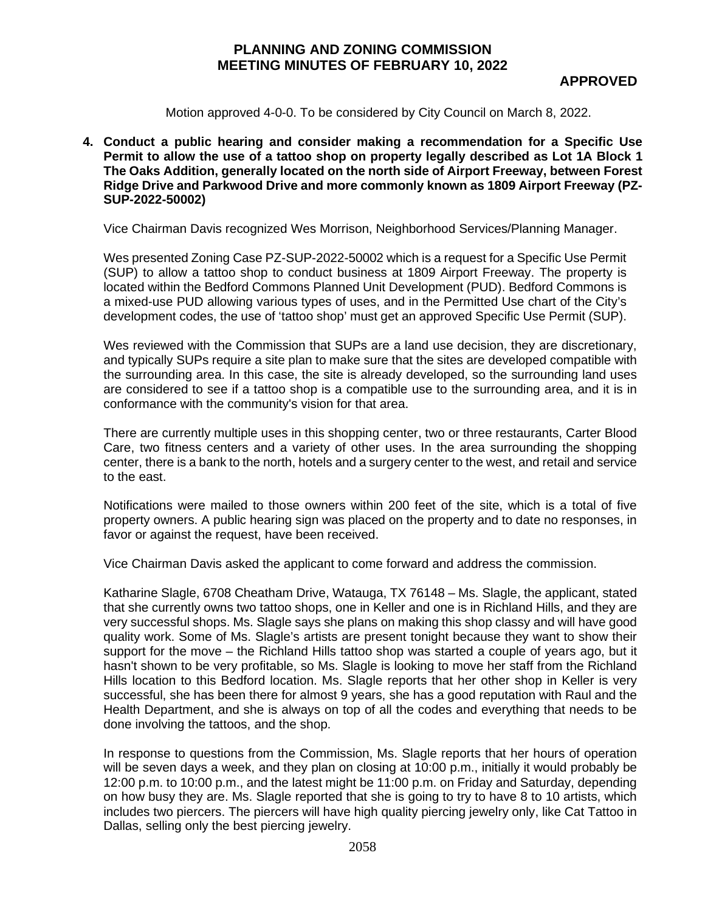Motion approved 4-0-0. To be considered by City Council on March 8, 2022.

**4. Conduct a public hearing and consider making a recommendation for a Specific Use Permit to allow the use of a tattoo shop on property legally described as Lot 1A Block 1 The Oaks Addition, generally located on the north side of Airport Freeway, between Forest Ridge Drive and Parkwood Drive and more commonly known as 1809 Airport Freeway (PZ-SUP-2022-50002)**

Vice Chairman Davis recognized Wes Morrison, Neighborhood Services/Planning Manager.

Wes presented Zoning Case PZ-SUP-2022-50002 which is a request for a Specific Use Permit (SUP) to allow a tattoo shop to conduct business at 1809 Airport Freeway. The property is located within the Bedford Commons Planned Unit Development (PUD). Bedford Commons is a mixed-use PUD allowing various types of uses, and in the Permitted Use chart of the City's development codes, the use of 'tattoo shop' must get an approved Specific Use Permit (SUP).

Wes reviewed with the Commission that SUPs are a land use decision, they are discretionary, and typically SUPs require a site plan to make sure that the sites are developed compatible with the surrounding area. In this case, the site is already developed, so the surrounding land uses are considered to see if a tattoo shop is a compatible use to the surrounding area, and it is in conformance with the community's vision for that area.

There are currently multiple uses in this shopping center, two or three restaurants, Carter Blood Care, two fitness centers and a variety of other uses. In the area surrounding the shopping center, there is a bank to the north, hotels and a surgery center to the west, and retail and service to the east.

Notifications were mailed to those owners within 200 feet of the site, which is a total of five property owners. A public hearing sign was placed on the property and to date no responses, in favor or against the request, have been received.

Vice Chairman Davis asked the applicant to come forward and address the commission.

Katharine Slagle, 6708 Cheatham Drive, Watauga, TX 76148 – Ms. Slagle, the applicant, stated that she currently owns two tattoo shops, one in Keller and one is in Richland Hills, and they are very successful shops. Ms. Slagle says she plans on making this shop classy and will have good quality work. Some of Ms. Slagle's artists are present tonight because they want to show their support for the move – the Richland Hills tattoo shop was started a couple of years ago, but it hasn't shown to be very profitable, so Ms. Slagle is looking to move her staff from the Richland Hills location to this Bedford location. Ms. Slagle reports that her other shop in Keller is very successful, she has been there for almost 9 years, she has a good reputation with Raul and the Health Department, and she is always on top of all the codes and everything that needs to be done involving the tattoos, and the shop.

In response to questions from the Commission, Ms. Slagle reports that her hours of operation will be seven days a week, and they plan on closing at 10:00 p.m., initially it would probably be 12:00 p.m. to 10:00 p.m., and the latest might be 11:00 p.m. on Friday and Saturday, depending on how busy they are. Ms. Slagle reported that she is going to try to have 8 to 10 artists, which includes two piercers. The piercers will have high quality piercing jewelry only, like Cat Tattoo in Dallas, selling only the best piercing jewelry.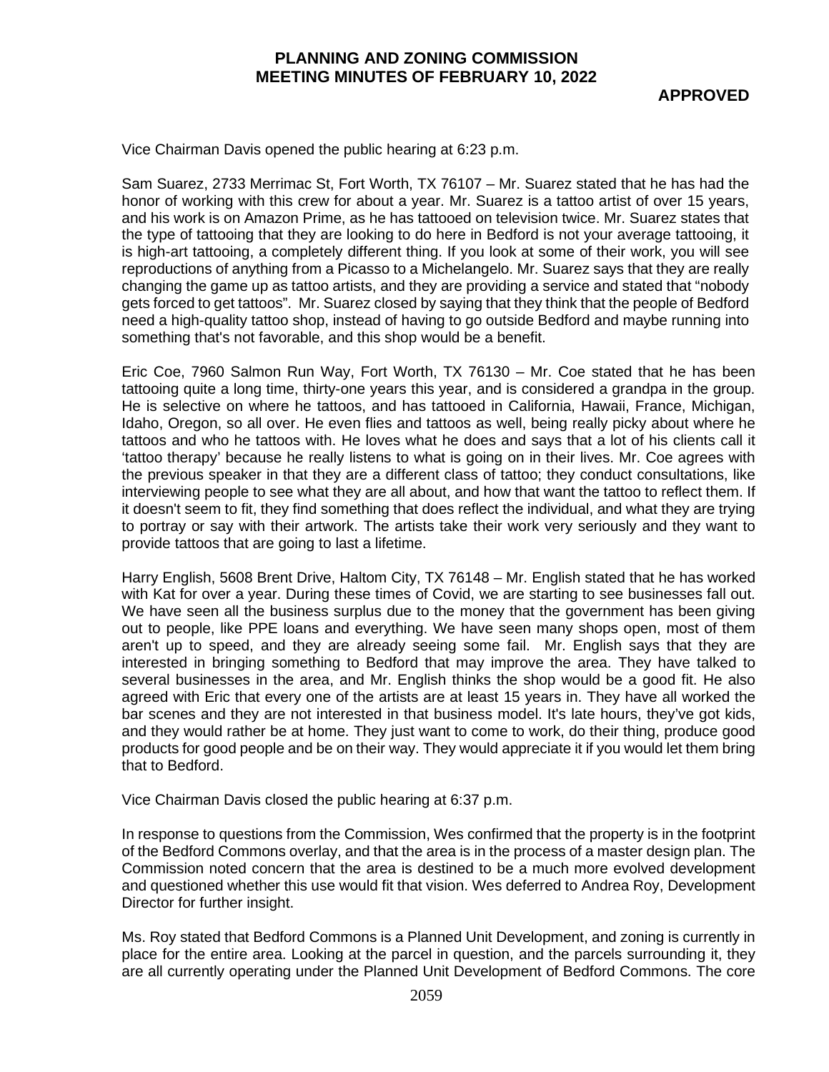Vice Chairman Davis opened the public hearing at 6:23 p.m.

Sam Suarez, 2733 Merrimac St, Fort Worth, TX 76107 – Mr. Suarez stated that he has had the honor of working with this crew for about a year. Mr. Suarez is a tattoo artist of over 15 years, and his work is on Amazon Prime, as he has tattooed on television twice. Mr. Suarez states that the type of tattooing that they are looking to do here in Bedford is not your average tattooing, it is high-art tattooing, a completely different thing. If you look at some of their work, you will see reproductions of anything from a Picasso to a Michelangelo. Mr. Suarez says that they are really changing the game up as tattoo artists, and they are providing a service and stated that "nobody gets forced to get tattoos". Mr. Suarez closed by saying that they think that the people of Bedford need a high-quality tattoo shop, instead of having to go outside Bedford and maybe running into something that's not favorable, and this shop would be a benefit.

Eric Coe, 7960 Salmon Run Way, Fort Worth, TX 76130 – Mr. Coe stated that he has been tattooing quite a long time, thirty-one years this year, and is considered a grandpa in the group. He is selective on where he tattoos, and has tattooed in California, Hawaii, France, Michigan, Idaho, Oregon, so all over. He even flies and tattoos as well, being really picky about where he tattoos and who he tattoos with. He loves what he does and says that a lot of his clients call it 'tattoo therapy' because he really listens to what is going on in their lives. Mr. Coe agrees with the previous speaker in that they are a different class of tattoo; they conduct consultations, like interviewing people to see what they are all about, and how that want the tattoo to reflect them. If it doesn't seem to fit, they find something that does reflect the individual, and what they are trying to portray or say with their artwork. The artists take their work very seriously and they want to provide tattoos that are going to last a lifetime.

Harry English, 5608 Brent Drive, Haltom City, TX 76148 – Mr. English stated that he has worked with Kat for over a year. During these times of Covid, we are starting to see businesses fall out. We have seen all the business surplus due to the money that the government has been giving out to people, like PPE loans and everything. We have seen many shops open, most of them aren't up to speed, and they are already seeing some fail. Mr. English says that they are interested in bringing something to Bedford that may improve the area. They have talked to several businesses in the area, and Mr. English thinks the shop would be a good fit. He also agreed with Eric that every one of the artists are at least 15 years in. They have all worked the bar scenes and they are not interested in that business model. It's late hours, they've got kids, and they would rather be at home. They just want to come to work, do their thing, produce good products for good people and be on their way. They would appreciate it if you would let them bring that to Bedford.

Vice Chairman Davis closed the public hearing at 6:37 p.m.

In response to questions from the Commission, Wes confirmed that the property is in the footprint of the Bedford Commons overlay, and that the area is in the process of a master design plan. The Commission noted concern that the area is destined to be a much more evolved development and questioned whether this use would fit that vision. Wes deferred to Andrea Roy, Development Director for further insight.

Ms. Roy stated that Bedford Commons is a Planned Unit Development, and zoning is currently in place for the entire area. Looking at the parcel in question, and the parcels surrounding it, they are all currently operating under the Planned Unit Development of Bedford Commons. The core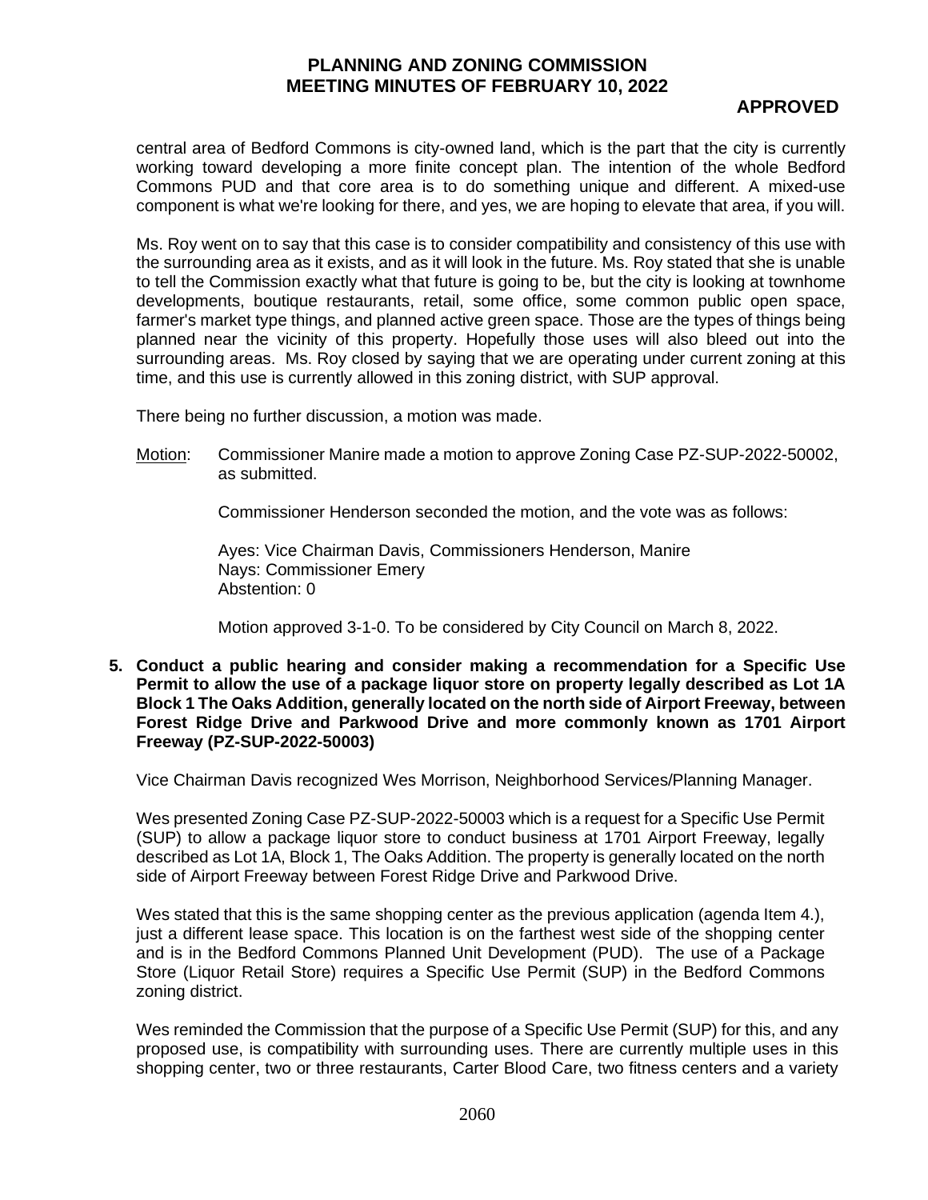central area of Bedford Commons is city-owned land, which is the part that the city is currently working toward developing a more finite concept plan. The intention of the whole Bedford Commons PUD and that core area is to do something unique and different. A mixed-use component is what we're looking for there, and yes, we are hoping to elevate that area, if you will.

Ms. Roy went on to say that this case is to consider compatibility and consistency of this use with the surrounding area as it exists, and as it will look in the future. Ms. Roy stated that she is unable to tell the Commission exactly what that future is going to be, but the city is looking at townhome developments, boutique restaurants, retail, some office, some common public open space, farmer's market type things, and planned active green space. Those are the types of things being planned near the vicinity of this property. Hopefully those uses will also bleed out into the surrounding areas. Ms. Roy closed by saying that we are operating under current zoning at this time, and this use is currently allowed in this zoning district, with SUP approval.

There being no further discussion, a motion was made.

Motion: Commissioner Manire made a motion to approve Zoning Case PZ-SUP-2022-50002, as submitted.

Commissioner Henderson seconded the motion, and the vote was as follows:

Ayes: Vice Chairman Davis, Commissioners Henderson, Manire
Nays: Commissioner Emery
Abstention: 0

Motion approved 3-1-0. To be considered by City Council on March 8, 2022.

**5. Conduct a public hearing and consider making a recommendation for a Specific Use Permit to allow the use of a package liquor store on property legally described as Lot 1A Block 1 The Oaks Addition, generally located on the north side of Airport Freeway, between Forest Ridge Drive and Parkwood Drive and more commonly known as 1701 Airport Freeway (PZ-SUP-2022-50003)**

Vice Chairman Davis recognized Wes Morrison, Neighborhood Services/Planning Manager.

Wes presented Zoning Case PZ-SUP-2022-50003 which is a request for a Specific Use Permit (SUP) to allow a package liquor store to conduct business at 1701 Airport Freeway, legally described as Lot 1A, Block 1, The Oaks Addition. The property is generally located on the north side of Airport Freeway between Forest Ridge Drive and Parkwood Drive.

Wes stated that this is the same shopping center as the previous application (agenda Item 4.), just a different lease space. This location is on the farthest west side of the shopping center and is in the Bedford Commons Planned Unit Development (PUD). The use of a Package Store (Liquor Retail Store) requires a Specific Use Permit (SUP) in the Bedford Commons zoning district.

Wes reminded the Commission that the purpose of a Specific Use Permit (SUP) for this, and any proposed use, is compatibility with surrounding uses. There are currently multiple uses in this shopping center, two or three restaurants, Carter Blood Care, two fitness centers and a variety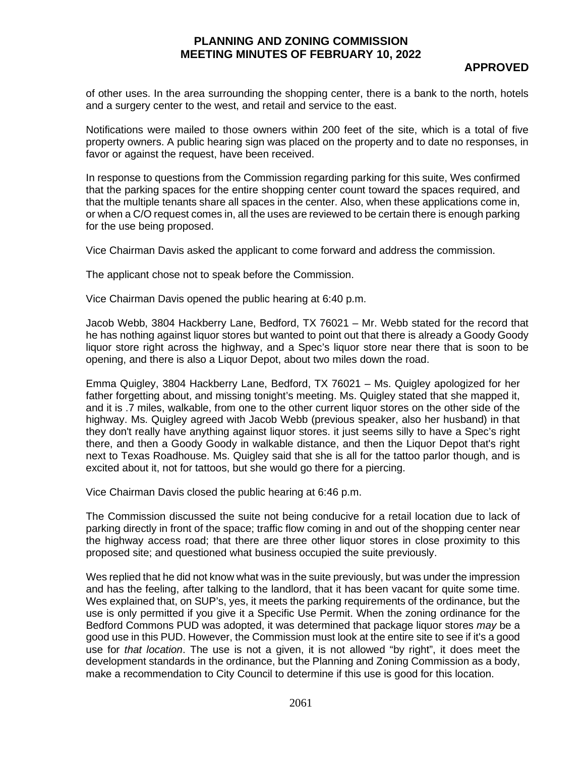of other uses. In the area surrounding the shopping center, there is a bank to the north, hotels and a surgery center to the west, and retail and service to the east.

Notifications were mailed to those owners within 200 feet of the site, which is a total of five property owners. A public hearing sign was placed on the property and to date no responses, in favor or against the request, have been received.

In response to questions from the Commission regarding parking for this suite, Wes confirmed that the parking spaces for the entire shopping center count toward the spaces required, and that the multiple tenants share all spaces in the center. Also, when these applications come in, or when a C/O request comes in, all the uses are reviewed to be certain there is enough parking for the use being proposed.

Vice Chairman Davis asked the applicant to come forward and address the commission.

The applicant chose not to speak before the Commission.

Vice Chairman Davis opened the public hearing at 6:40 p.m.

Jacob Webb, 3804 Hackberry Lane, Bedford, TX 76021 – Mr. Webb stated for the record that he has nothing against liquor stores but wanted to point out that there is already a Goody Goody liquor store right across the highway, and a Spec's liquor store near there that is soon to be opening, and there is also a Liquor Depot, about two miles down the road.

Emma Quigley, 3804 Hackberry Lane, Bedford, TX 76021 – Ms. Quigley apologized for her father forgetting about, and missing tonight's meeting. Ms. Quigley stated that she mapped it, and it is .7 miles, walkable, from one to the other current liquor stores on the other side of the highway. Ms. Quigley agreed with Jacob Webb (previous speaker, also her husband) in that they don't really have anything against liquor stores. it just seems silly to have a Spec's right there, and then a Goody Goody in walkable distance, and then the Liquor Depot that's right next to Texas Roadhouse. Ms. Quigley said that she is all for the tattoo parlor though, and is excited about it, not for tattoos, but she would go there for a piercing.

Vice Chairman Davis closed the public hearing at 6:46 p.m.

The Commission discussed the suite not being conducive for a retail location due to lack of parking directly in front of the space; traffic flow coming in and out of the shopping center near the highway access road; that there are three other liquor stores in close proximity to this proposed site; and questioned what business occupied the suite previously.

Wes replied that he did not know what was in the suite previously, but was under the impression and has the feeling, after talking to the landlord, that it has been vacant for quite some time. Wes explained that, on SUP's, yes, it meets the parking requirements of the ordinance, but the use is only permitted if you give it a Specific Use Permit. When the zoning ordinance for the Bedford Commons PUD was adopted, it was determined that package liquor stores *may* be a good use in this PUD. However, the Commission must look at the entire site to see if it's a good use for *that location*. The use is not a given, it is not allowed "by right", it does meet the development standards in the ordinance, but the Planning and Zoning Commission as a body, make a recommendation to City Council to determine if this use is good for this location.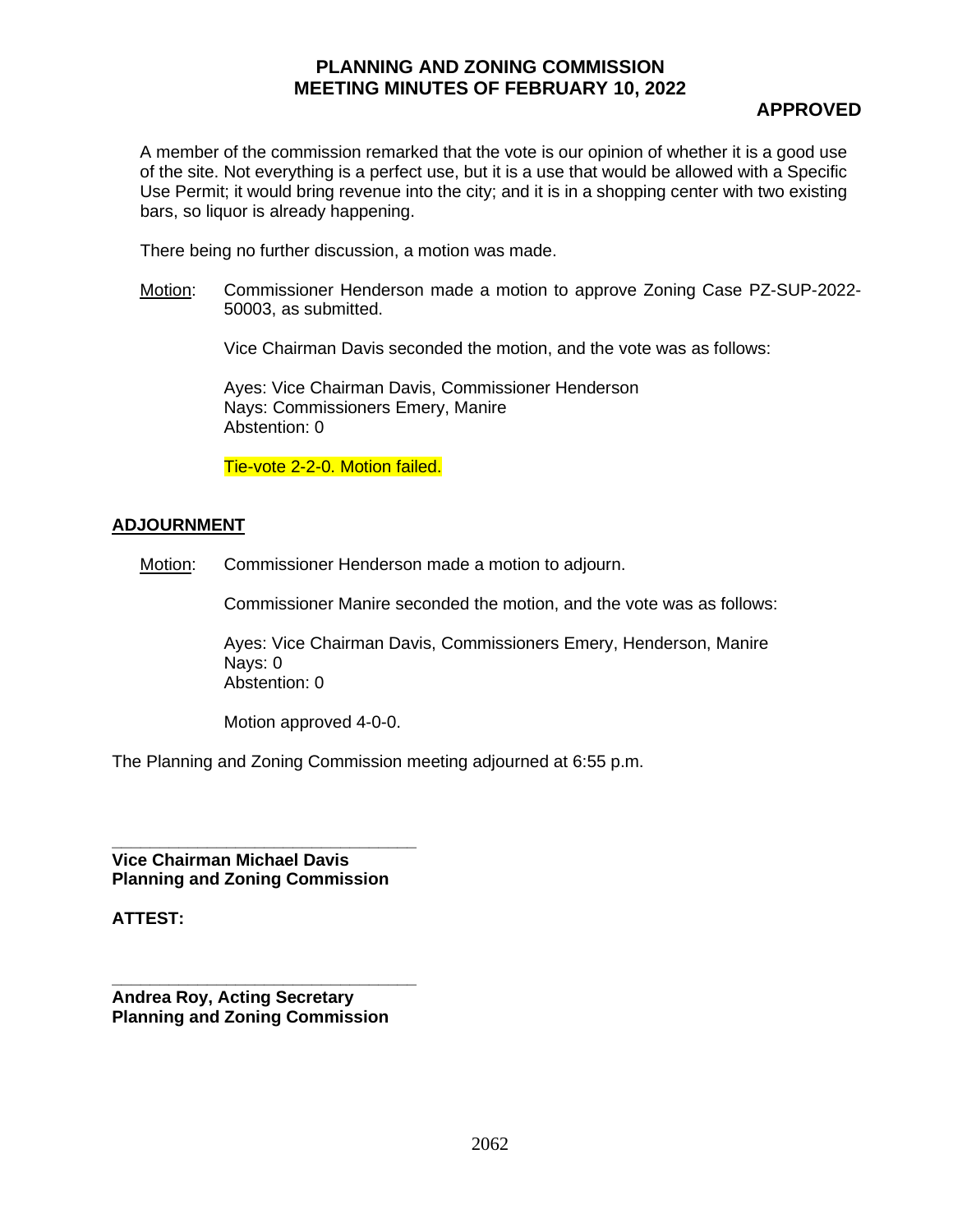# PLANNING AND ZONING COMMISSION
# MEETING MINUTES OF FEBRUARY 10, 2022

**APPROVED**

A member of the commission remarked that the vote is our opinion of whether it is a good use of the site. Not everything is a perfect use, but it is a use that would be allowed with a Specific Use Permit; it would bring revenue into the city; and it is in a shopping center with two existing bars, so liquor is already happening.

There being no further discussion, a motion was made.

Motion: Commissioner Henderson made a motion to approve Zoning Case PZ-SUP-2022-50003, as submitted.

Vice Chairman Davis seconded the motion, and the vote was as follows:

Ayes: Vice Chairman Davis, Commissioner Henderson
Nays: Commissioners Emery, Manire
Abstention: 0

Tie-vote 2-2-0. Motion failed.

## ADJOURNMENT

Motion: Commissioner Henderson made a motion to adjourn.

Commissioner Manire seconded the motion, and the vote was as follows:

Ayes: Vice Chairman Davis, Commissioners Emery, Henderson, Manire
Nays: 0
Abstention: 0

Motion approved 4-0-0.

The Planning and Zoning Commission meeting adjourned at 6:55 p.m.

_________________________________
**Vice Chairman Michael Davis**
**Planning and Zoning Commission**

**ATTEST:**

_________________________________
**Andrea Roy, Acting Secretary**
**Planning and Zoning Commission**